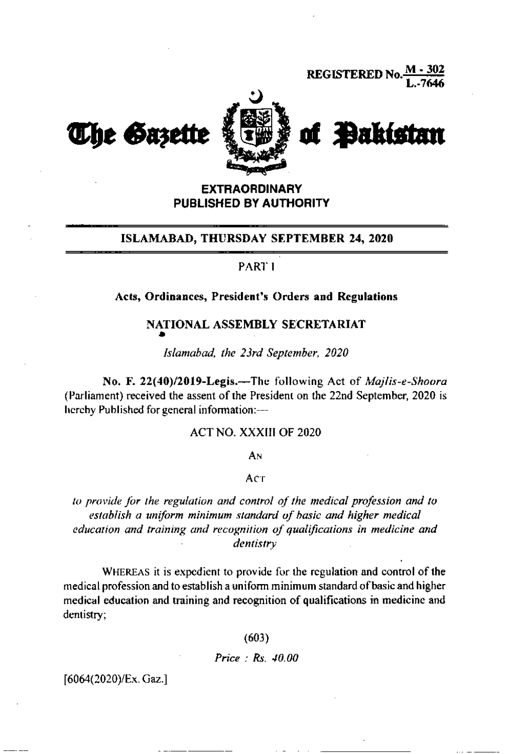REGISTERED No. M - 302 / L.-7646

# The Gazette of Pakistan

**EXTRAORDINARY**
**PUBLISHED BY AUTHORITY**

**ISLAMABAD, THURSDAY SEPTEMBER 24, 2020**

PART I

**Acts, Ordinances, President's Orders and Regulations**

**NATIONAL ASSEMBLY SECRETARIAT**

*Islamabad, the 23rd September, 2020*

**No. F. 22(40)/2019-Legis.**—The following Act of *Majlis-e-Shoora* (Parliament) received the assent of the President on the 22nd September, 2020 is hereby Published for general information:—

ACT NO. XXXIII OF 2020

AN

ACT

*to provide for the regulation and control of the medical profession and to establish a uniform minimum standard of basic and higher medical education and training and recognition of qualifications in medicine and dentistry*

WHEREAS it is expedient to provide for the regulation and control of the medical profession and to establish a uniform minimum standard of basic and higher medical education and training and recognition of qualifications in medicine and dentistry;

(603)

*Price : Rs. 40.00*

[6064(2020)/Ex. Gaz.]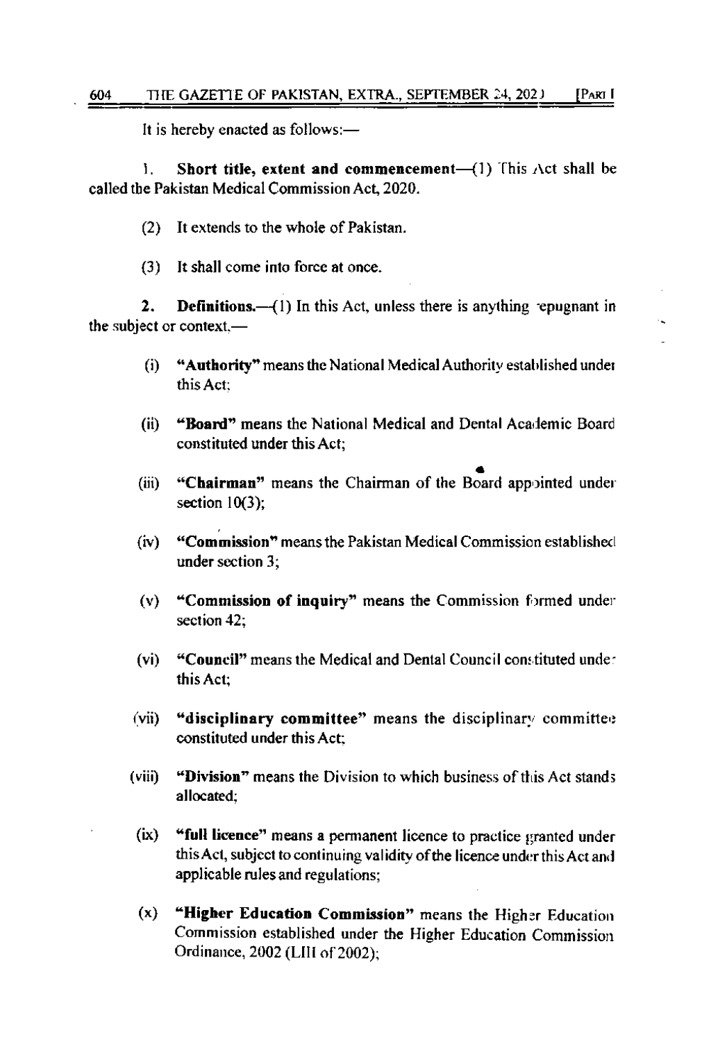It is hereby enacted as follows:—

1. **Short title, extent and commencement**—(1) This Act shall be called the Pakistan Medical Commission Act, 2020.

(2) It extends to the whole of Pakistan.

(3) It shall come into force at once.

2. **Definitions.**—(1) In this Act, unless there is anything repugnant in the subject or context,—

(i) **"Authority"** means the National Medical Authority established under this Act;

(ii) **"Board"** means the National Medical and Dental Academic Board constituted under this Act;

(iii) **"Chairman"** means the Chairman of the Board appointed under section 10(3);

(iv) **"Commission"** means the Pakistan Medical Commission established under section 3;

(v) **"Commission of inquiry"** means the Commission formed under section 42;

(vi) **"Council"** means the Medical and Dental Council constituted under this Act;

(vii) **"disciplinary committee"** means the disciplinary committee constituted under this Act;

(viii) **"Division"** means the Division to which business of this Act stands allocated;

(ix) **"full licence"** means a permanent licence to practice granted under this Act, subject to continuing validity of the licence under this Act and applicable rules and regulations;

(x) **"Higher Education Commission"** means the Higher Education Commission established under the Higher Education Commission Ordinance, 2002 (LIII of 2002);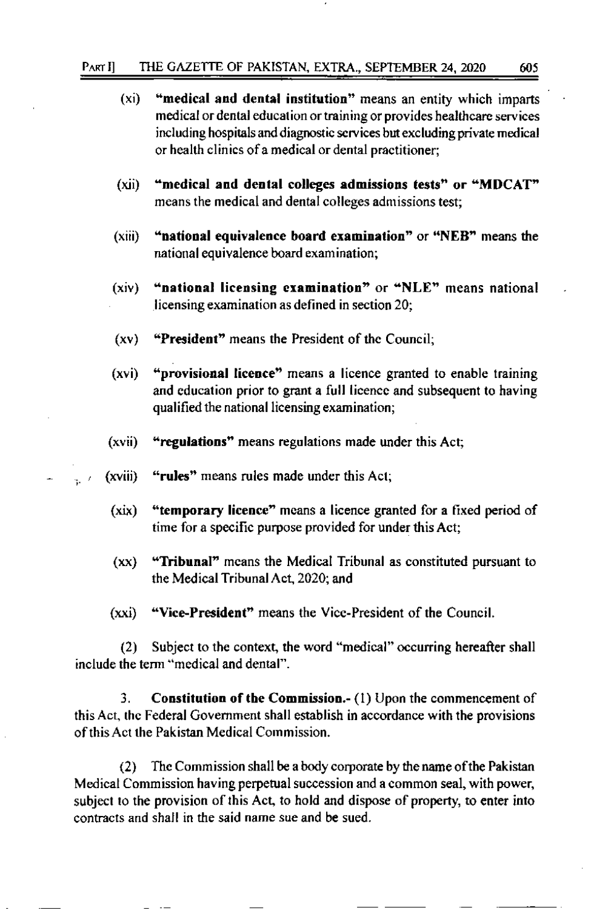(xi) **"medical and dental institution"** means an entity which imparts medical or dental education or training or provides healthcare services including hospitals and diagnostic services but excluding private medical or health clinics of a medical or dental practitioner;

(xii) **"medical and dental colleges admissions tests" or "MDCAT"** means the medical and dental colleges admissions test;

(xiii) **"national equivalence board examination"** or **"NEB"** means the national equivalence board examination;

(xiv) **"national licensing examination"** or **"NLE"** means national licensing examination as defined in section 20;

(xv) **"President"** means the President of the Council;

(xvi) **"provisional licence"** means a licence granted to enable training and education prior to grant a full licence and subsequent to having qualified the national licensing examination;

(xvii) **"regulations"** means regulations made under this Act;

(xviii) **"rules"** means rules made under this Act;

(xix) **"temporary licence"** means a licence granted for a fixed period of time for a specific purpose provided for under this Act;

(xx) **"Tribunal"** means the Medical Tribunal as constituted pursuant to the Medical Tribunal Act, 2020; and

(xxi) **"Vice-President"** means the Vice-President of the Council.

(2) Subject to the context, the word "medical" occurring hereafter shall include the term "medical and dental".

3. **Constitution of the Commission.-** (1) Upon the commencement of this Act, the Federal Government shall establish in accordance with the provisions of this Act the Pakistan Medical Commission.

(2) The Commission shall be a body corporate by the name of the Pakistan Medical Commission having perpetual succession and a common seal, with power, subject to the provision of this Act, to hold and dispose of property, to enter into contracts and shall in the said name sue and be sued.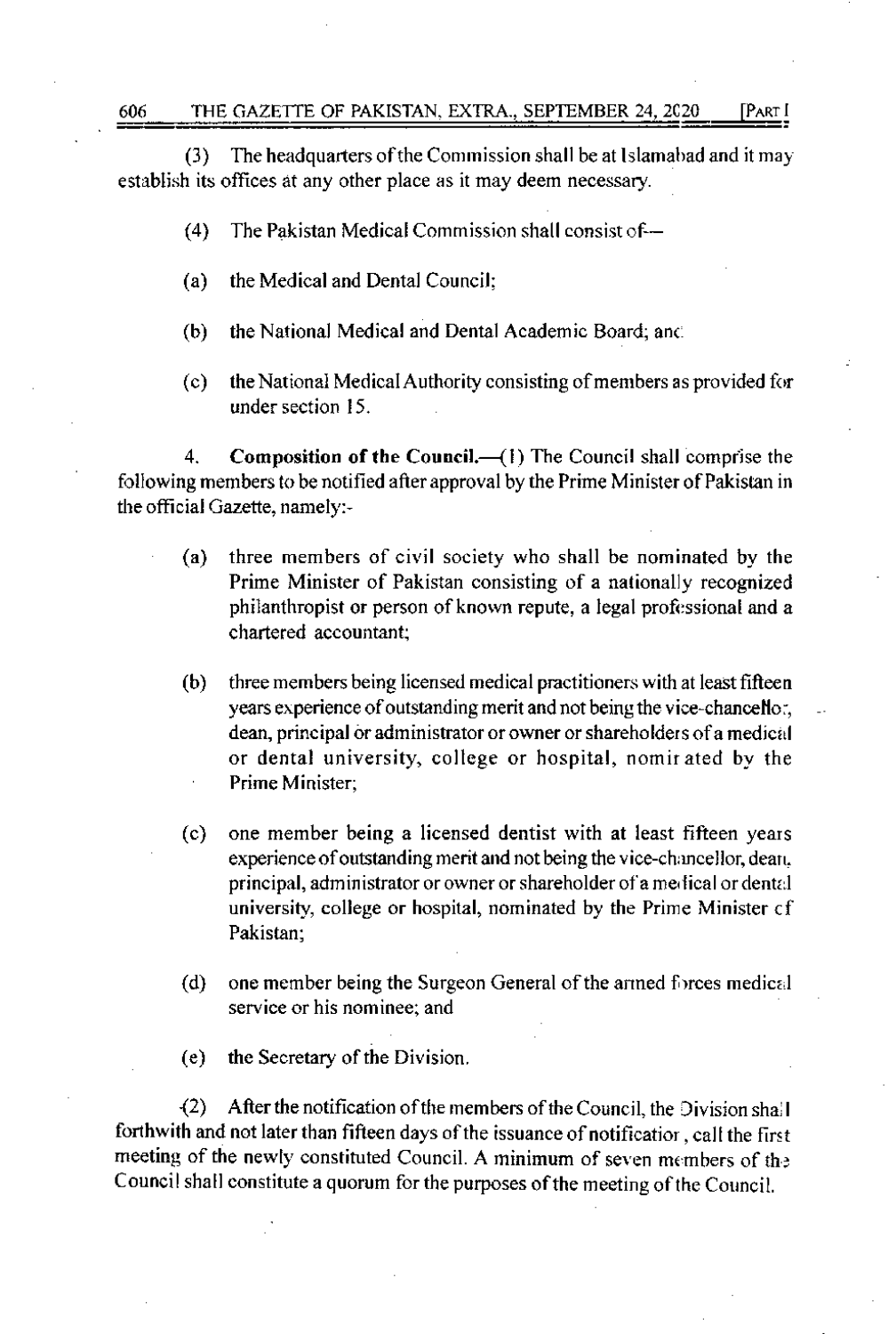(3) The headquarters of the Commission shall be at Islamabad and it may establish its offices at any other place as it may deem necessary.

(4) The Pakistan Medical Commission shall consist of—

(a) the Medical and Dental Council;

(b) the National Medical and Dental Academic Board; and

(c) the National Medical Authority consisting of members as provided for under section 15.

4. **Composition of the Council.**—(1) The Council shall comprise the following members to be notified after approval by the Prime Minister of Pakistan in the official Gazette, namely:-

(a) three members of civil society who shall be nominated by the Prime Minister of Pakistan consisting of a nationally recognized philanthropist or person of known repute, a legal professional and a chartered accountant;

(b) three members being licensed medical practitioners with at least fifteen years experience of outstanding merit and not being the vice-chancellor, dean, principal or administrator or owner or shareholders of a medical or dental university, college or hospital, nominated by the Prime Minister;

(c) one member being a licensed dentist with at least fifteen years experience of outstanding merit and not being the vice-chancellor, dean, principal, administrator or owner or shareholder of a medical or dental university, college or hospital, nominated by the Prime Minister of Pakistan;

(d) one member being the Surgeon General of the armed forces medical service or his nominee; and

(e) the Secretary of the Division.

(2) After the notification of the members of the Council, the Division shall forthwith and not later than fifteen days of the issuance of notification, call the first meeting of the newly constituted Council. A minimum of seven members of the Council shall constitute a quorum for the purposes of the meeting of the Council.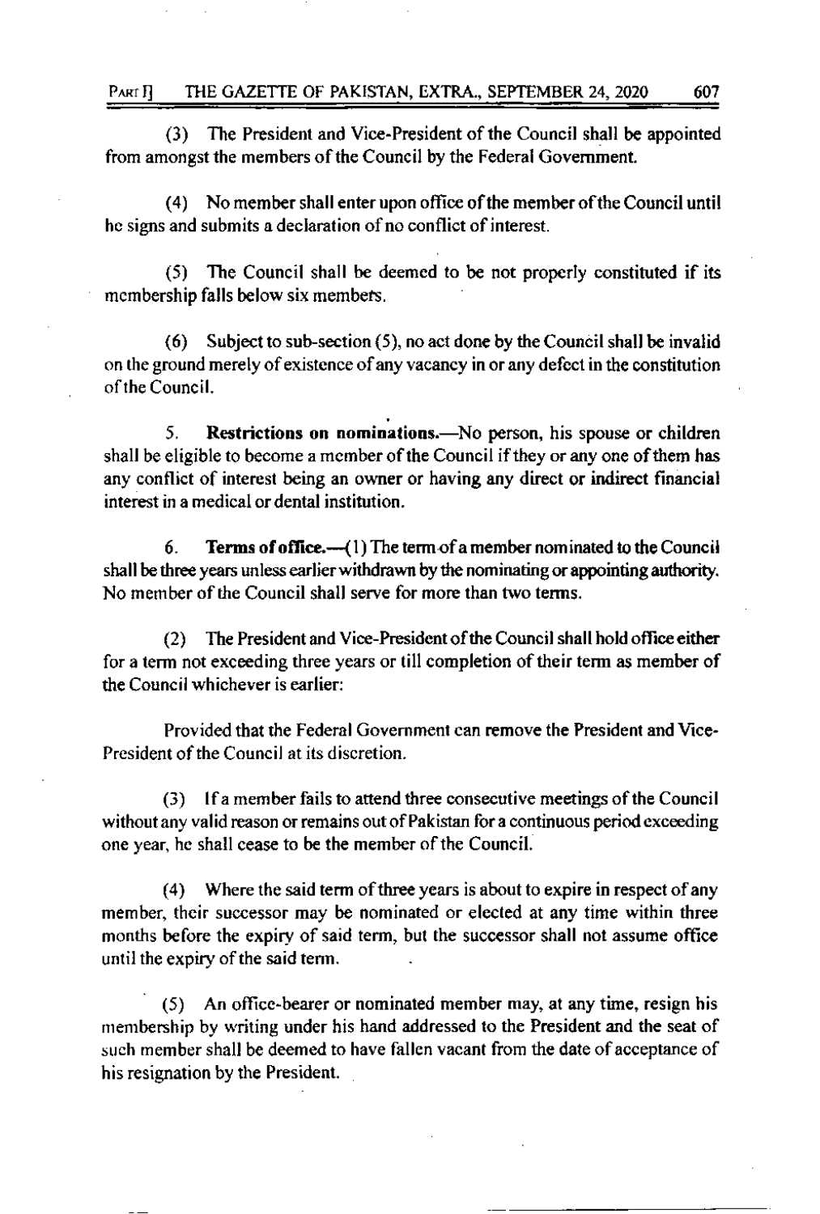(3) The President and Vice-President of the Council shall be appointed from amongst the members of the Council by the Federal Government.

(4) No member shall enter upon office of the member of the Council until he signs and submits a declaration of no conflict of interest.

(5) The Council shall be deemed to be not properly constituted if its membership falls below six members.

(6) Subject to sub-section (5), no act done by the Council shall be invalid on the ground merely of existence of any vacancy in or any defect in the constitution of the Council.

5. **Restrictions on nominations.**—No person, his spouse or children shall be eligible to become a member of the Council if they or any one of them has any conflict of interest being an owner or having any direct or indirect financial interest in a medical or dental institution.

6. **Terms of office.**—(1) The term of a member nominated to the Council shall be three years unless earlier withdrawn by the nominating or appointing authority. No member of the Council shall serve for more than two terms.

(2) The President and Vice-President of the Council shall hold office either for a term not exceeding three years or till completion of their term as member of the Council whichever is earlier:

Provided that the Federal Government can remove the President and Vice-President of the Council at its discretion.

(3) If a member fails to attend three consecutive meetings of the Council without any valid reason or remains out of Pakistan for a continuous period exceeding one year, he shall cease to be the member of the Council.

(4) Where the said term of three years is about to expire in respect of any member, their successor may be nominated or elected at any time within three months before the expiry of said term, but the successor shall not assume office until the expiry of the said term.

(5) An office-bearer or nominated member may, at any time, resign his membership by writing under his hand addressed to the President and the seat of such member shall be deemed to have fallen vacant from the date of acceptance of his resignation by the President.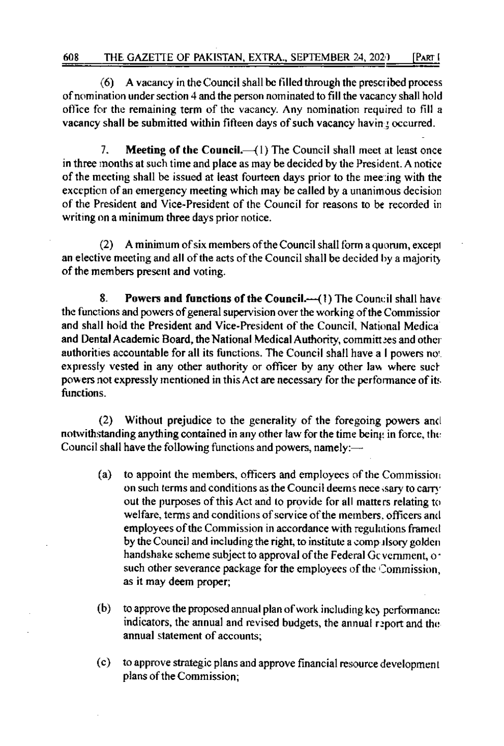(6) A vacancy in the Council shall be filled through the prescribed process of nomination under section 4 and the person nominated to fill the vacancy shall hold office for the remaining term of the vacancy. Any nomination required to fill a vacancy shall be submitted within fifteen days of such vacancy having occurred.

7. **Meeting of the Council.**—(1) The Council shall meet at least once in three months at such time and place as may be decided by the President. A notice of the meeting shall be issued at least fourteen days prior to the meeting with the exception of an emergency meeting which may be called by a unanimous decision of the President and Vice-President of the Council for reasons to be recorded in writing on a minimum three days prior notice.

(2) A minimum of six members of the Council shall form a quorum, except an elective meeting and all of the acts of the Council shall be decided by a majority of the members present and voting.

8. **Powers and functions of the Council.**—(1) The Council shall have the functions and powers of general supervision over the working of the Commission and shall hold the President and Vice-President of the Council, National Medical and Dental Academic Board, the National Medical Authority, committees and other authorities accountable for all its functions. The Council shall have all powers not expressly vested in any other authority or officer by any other law where such powers not expressly mentioned in this Act are necessary for the performance of its functions.

(2) Without prejudice to the generality of the foregoing powers and notwithstanding anything contained in any other law for the time being in force, the Council shall have the following functions and powers, namely:—

(a) to appoint the members, officers and employees of the Commission on such terms and conditions as the Council deems necessary to carry out the purposes of this Act and to provide for all matters relating to welfare, terms and conditions of service of the members, officers and employees of the Commission in accordance with regulations framed by the Council and including the right, to institute a compulsory golden handshake scheme subject to approval of the Federal Government, or such other severance package for the employees of the Commission, as it may deem proper;

(b) to approve the proposed annual plan of work including key performance indicators, the annual and revised budgets, the annual report and the annual statement of accounts;

(c) to approve strategic plans and approve financial resource development plans of the Commission;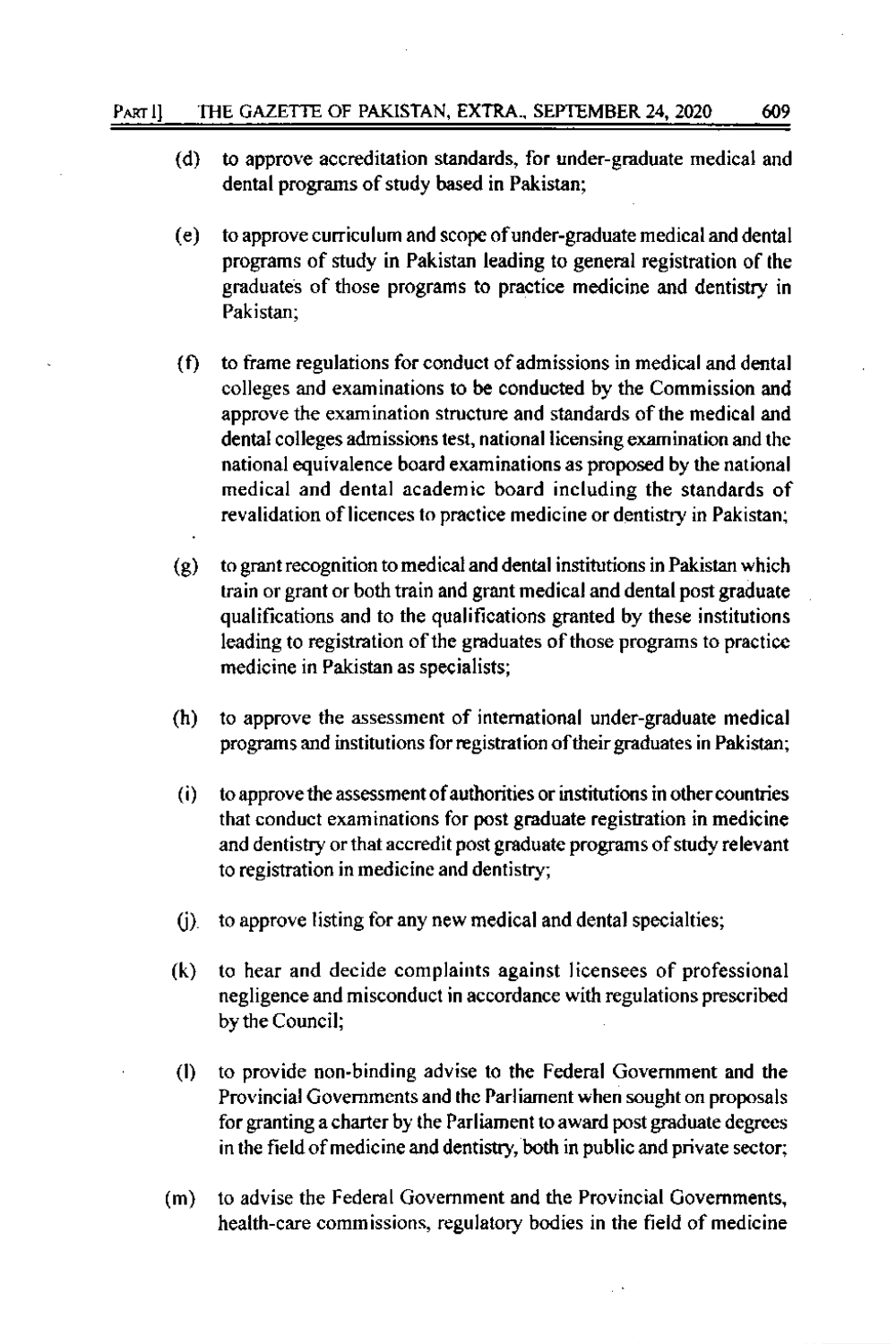(d) to approve accreditation standards, for under-graduate medical and dental programs of study based in Pakistan;

(e) to approve curriculum and scope of under-graduate medical and dental programs of study in Pakistan leading to general registration of the graduates of those programs to practice medicine and dentistry in Pakistan;

(f) to frame regulations for conduct of admissions in medical and dental colleges and examinations to be conducted by the Commission and approve the examination structure and standards of the medical and dental colleges admissions test, national licensing examination and the national equivalence board examinations as proposed by the national medical and dental academic board including the standards of revalidation of licences to practice medicine or dentistry in Pakistan;

(g) to grant recognition to medical and dental institutions in Pakistan which train or grant or both train and grant medical and dental post graduate qualifications and to the qualifications granted by these institutions leading to registration of the graduates of those programs to practice medicine in Pakistan as specialists;

(h) to approve the assessment of international under-graduate medical programs and institutions for registration of their graduates in Pakistan;

(i) to approve the assessment of authorities or institutions in other countries that conduct examinations for post graduate registration in medicine and dentistry or that accredit post graduate programs of study relevant to registration in medicine and dentistry;

(j) to approve listing for any new medical and dental specialties;

(k) to hear and decide complaints against licensees of professional negligence and misconduct in accordance with regulations prescribed by the Council;

(l) to provide non-binding advise to the Federal Government and the Provincial Governments and the Parliament when sought on proposals for granting a charter by the Parliament to award post graduate degrees in the field of medicine and dentistry, both in public and private sector;

(m) to advise the Federal Government and the Provincial Governments, health-care commissions, regulatory bodies in the field of medicine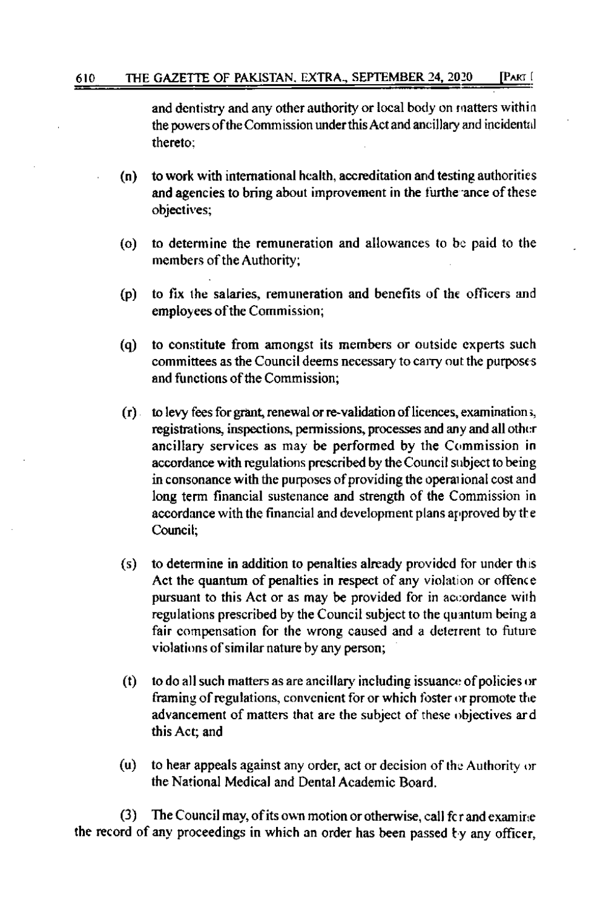and dentistry and any other authority or local body on matters within the powers of the Commission under this Act and ancillary and incidental thereto;

(n) to work with international health, accreditation and testing authorities and agencies to bring about improvement in the furtherance of these objectives;

(o) to determine the remuneration and allowances to be paid to the members of the Authority;

(p) to fix the salaries, remuneration and benefits of the officers and employees of the Commission;

(q) to constitute from amongst its members or outside experts such committees as the Council deems necessary to carry out the purposes and functions of the Commission;

(r) to levy fees for grant, renewal or re-validation of licences, examinations, registrations, inspections, permissions, processes and any and all other ancillary services as may be performed by the Commission in accordance with regulations prescribed by the Council subject to being in consonance with the purposes of providing the operational cost and long term financial sustenance and strength of the Commission in accordance with the financial and development plans approved by the Council;

(s) to determine in addition to penalties already provided for under this Act the quantum of penalties in respect of any violation or offence pursuant to this Act or as may be provided for in accordance with regulations prescribed by the Council subject to the quantum being a fair compensation for the wrong caused and a deterrent to future violations of similar nature by any person;

(t) to do all such matters as are ancillary including issuance of policies or framing of regulations, convenient for or which foster or promote the advancement of matters that are the subject of these objectives and this Act; and

(u) to hear appeals against any order, act or decision of the Authority or the National Medical and Dental Academic Board.

(3) The Council may, of its own motion or otherwise, call for and examine the record of any proceedings in which an order has been passed by any officer,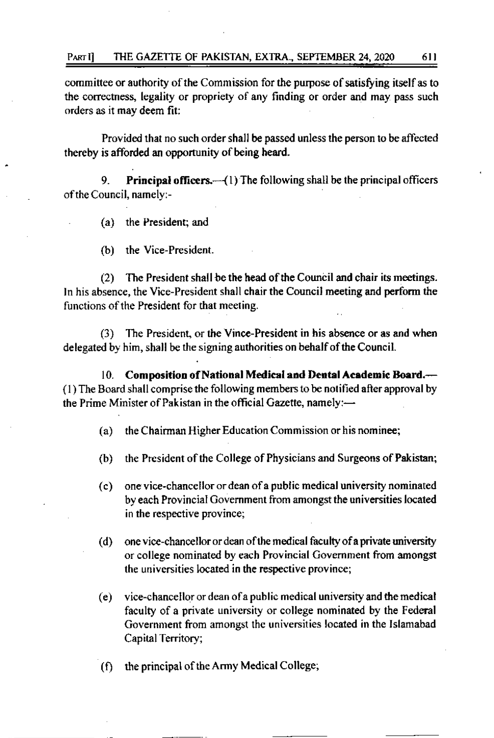committee or authority of the Commission for the purpose of satisfying itself as to the correctness, legality or propriety of any finding or order and may pass such orders as it may deem fit:

Provided that no such order shall be passed unless the person to be affected thereby is afforded an opportunity of being heard.

9. **Principal officers.**—(1) The following shall be the principal officers of the Council, namely:-

(a) the President; and

(b) the Vice-President.

(2) The President shall be the head of the Council and chair its meetings. In his absence, the Vice-President shall chair the Council meeting and perform the functions of the President for that meeting.

(3) The President, or the Vince-President in his absence or as and when delegated by him, shall be the signing authorities on behalf of the Council.

10. **Composition of National Medical and Dental Academic Board.**— (1) The Board shall comprise the following members to be notified after approval by the Prime Minister of Pakistan in the official Gazette, namely:—

(a) the Chairman Higher Education Commission or his nominee;

(b) the President of the College of Physicians and Surgeons of Pakistan;

(c) one vice-chancellor or dean of a public medical university nominated by each Provincial Government from amongst the universities located in the respective province;

(d) one vice-chancellor or dean of the medical faculty of a private university or college nominated by each Provincial Government from amongst the universities located in the respective province;

(e) vice-chancellor or dean of a public medical university and the medical faculty of a private university or college nominated by the Federal Government from amongst the universities located in the Islamabad Capital Territory;

(f) the principal of the Army Medical College;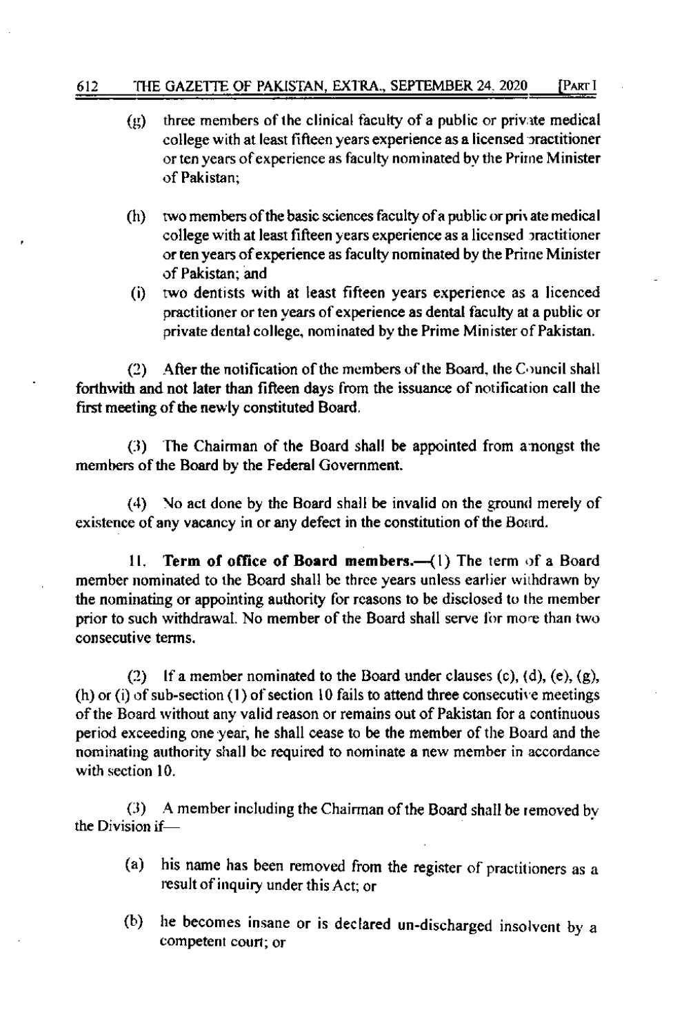(g) three members of the clinical faculty of a public or private medical college with at least fifteen years experience as a licensed practitioner or ten years of experience as faculty nominated by the Prime Minister of Pakistan;

(h) two members of the basic sciences faculty of a public or private medical college with at least fifteen years experience as a licensed practitioner or ten years of experience as faculty nominated by the Prime Minister of Pakistan; and

(i) two dentists with at least fifteen years experience as a licenced practitioner or ten years of experience as dental faculty at a public or private dental college, nominated by the Prime Minister of Pakistan.

(2) After the notification of the members of the Board, the Council shall forthwith and not later than fifteen days from the issuance of notification call the first meeting of the newly constituted Board.

(3) The Chairman of the Board shall be appointed from amongst the members of the Board by the Federal Government.

(4) No act done by the Board shall be invalid on the ground merely of existence of any vacancy in or any defect in the constitution of the Board.

11. **Term of office of Board members.**—(1) The term of a Board member nominated to the Board shall be three years unless earlier withdrawn by the nominating or appointing authority for reasons to be disclosed to the member prior to such withdrawal. No member of the Board shall serve for more than two consecutive terms.

(2) If a member nominated to the Board under clauses (c), (d), (e), (g), (h) or (i) of sub-section (1) of section 10 fails to attend three consecutive meetings of the Board without any valid reason or remains out of Pakistan for a continuous period exceeding one year, he shall cease to be the member of the Board and the nominating authority shall be required to nominate a new member in accordance with section 10.

(3) A member including the Chairman of the Board shall be removed by the Division if—

(a) his name has been removed from the register of practitioners as a result of inquiry under this Act; or

(b) he becomes insane or is declared un-discharged insolvent by a competent court; or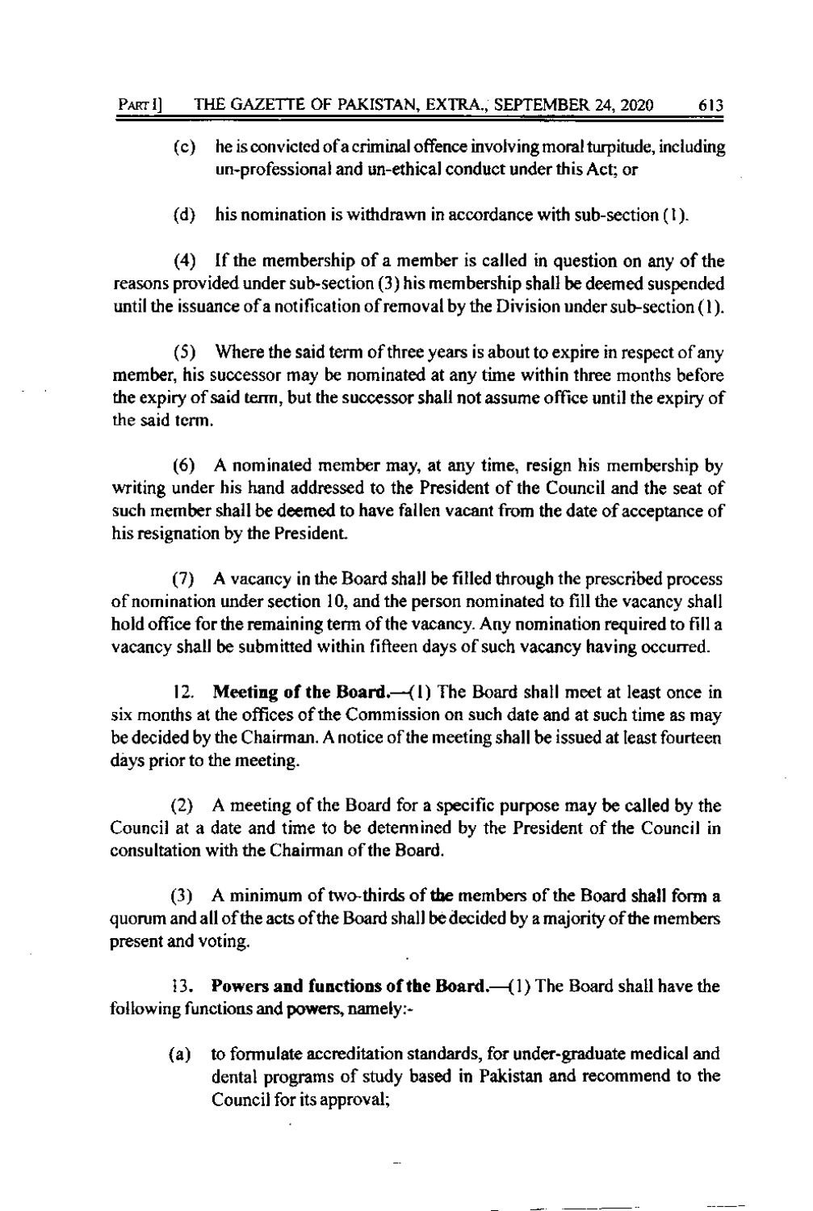(c) he is convicted of a criminal offence involving moral turpitude, including un-professional and un-ethical conduct under this Act; or

(d) his nomination is withdrawn in accordance with sub-section (1).

(4) If the membership of a member is called in question on any of the reasons provided under sub-section (3) his membership shall be deemed suspended until the issuance of a notification of removal by the Division under sub-section (1).

(5) Where the said term of three years is about to expire in respect of any member, his successor may be nominated at any time within three months before the expiry of said term, but the successor shall not assume office until the expiry of the said term.

(6) A nominated member may, at any time, resign his membership by writing under his hand addressed to the President of the Council and the seat of such member shall be deemed to have fallen vacant from the date of acceptance of his resignation by the President.

(7) A vacancy in the Board shall be filled through the prescribed process of nomination under section 10, and the person nominated to fill the vacancy shall hold office for the remaining term of the vacancy. Any nomination required to fill a vacancy shall be submitted within fifteen days of such vacancy having occurred.

12. **Meeting of the Board.**—(1) The Board shall meet at least once in six months at the offices of the Commission on such date and at such time as may be decided by the Chairman. A notice of the meeting shall be issued at least fourteen days prior to the meeting.

(2) A meeting of the Board for a specific purpose may be called by the Council at a date and time to be determined by the President of the Council in consultation with the Chairman of the Board.

(3) A minimum of two-thirds of the members of the Board shall form a quorum and all of the acts of the Board shall be decided by a majority of the members present and voting.

13. **Powers and functions of the Board.**—(1) The Board shall have the following functions and powers, namely:-

(a) to formulate accreditation standards, for under-graduate medical and dental programs of study based in Pakistan and recommend to the Council for its approval;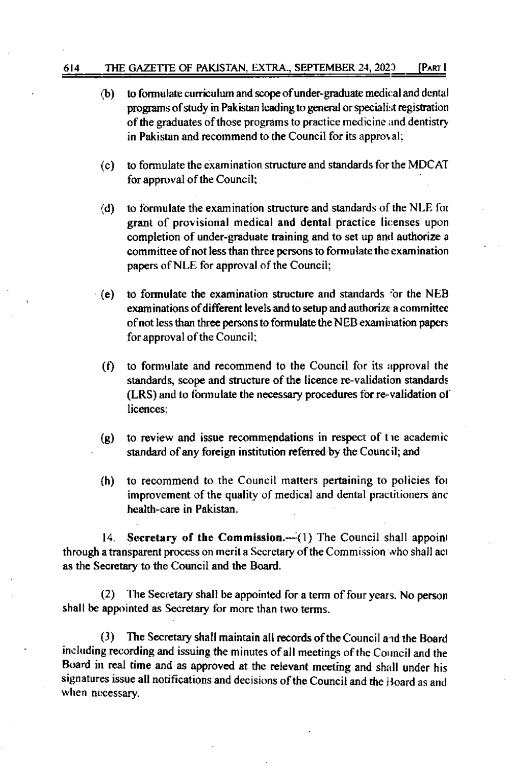(b) to formulate curriculum and scope of under-graduate medical and dental programs of study in Pakistan leading to general or specialist registration of the graduates of those programs to practice medicine and dentistry in Pakistan and recommend to the Council for its approval;

(c) to formulate the examination structure and standards for the MDCAT for approval of the Council;

(d) to formulate the examination structure and standards of the NLE for grant of provisional medical and dental practice licenses upon completion of under-graduate training and to set up and authorize a committee of not less than three persons to formulate the examination papers of NLE for approval of the Council;

(e) to formulate the examination structure and standards for the NEB examinations of different levels and to setup and authorize a committee of not less than three persons to formulate the NEB examination papers for approval of the Council;

(f) to formulate and recommend to the Council for its approval the standards, scope and structure of the licence re-validation standards (LRS) and to formulate the necessary procedures for re-validation of licences;

(g) to review and issue recommendations in respect of the academic standard of any foreign institution referred by the Council; and

(h) to recommend to the Council matters pertaining to policies for improvement of the quality of medical and dental practitioners and health-care in Pakistan.

14. **Secretary of the Commission.**—(1) The Council shall appoint through a transparent process on merit a Secretary of the Commission who shall act as the Secretary to the Council and the Board.

(2) The Secretary shall be appointed for a term of four years. No person shall be appointed as Secretary for more than two terms.

(3) The Secretary shall maintain all records of the Council and the Board including recording and issuing the minutes of all meetings of the Council and the Board in real time and as approved at the relevant meeting and shall under his signatures issue all notifications and decisions of the Council and the Board as and when necessary.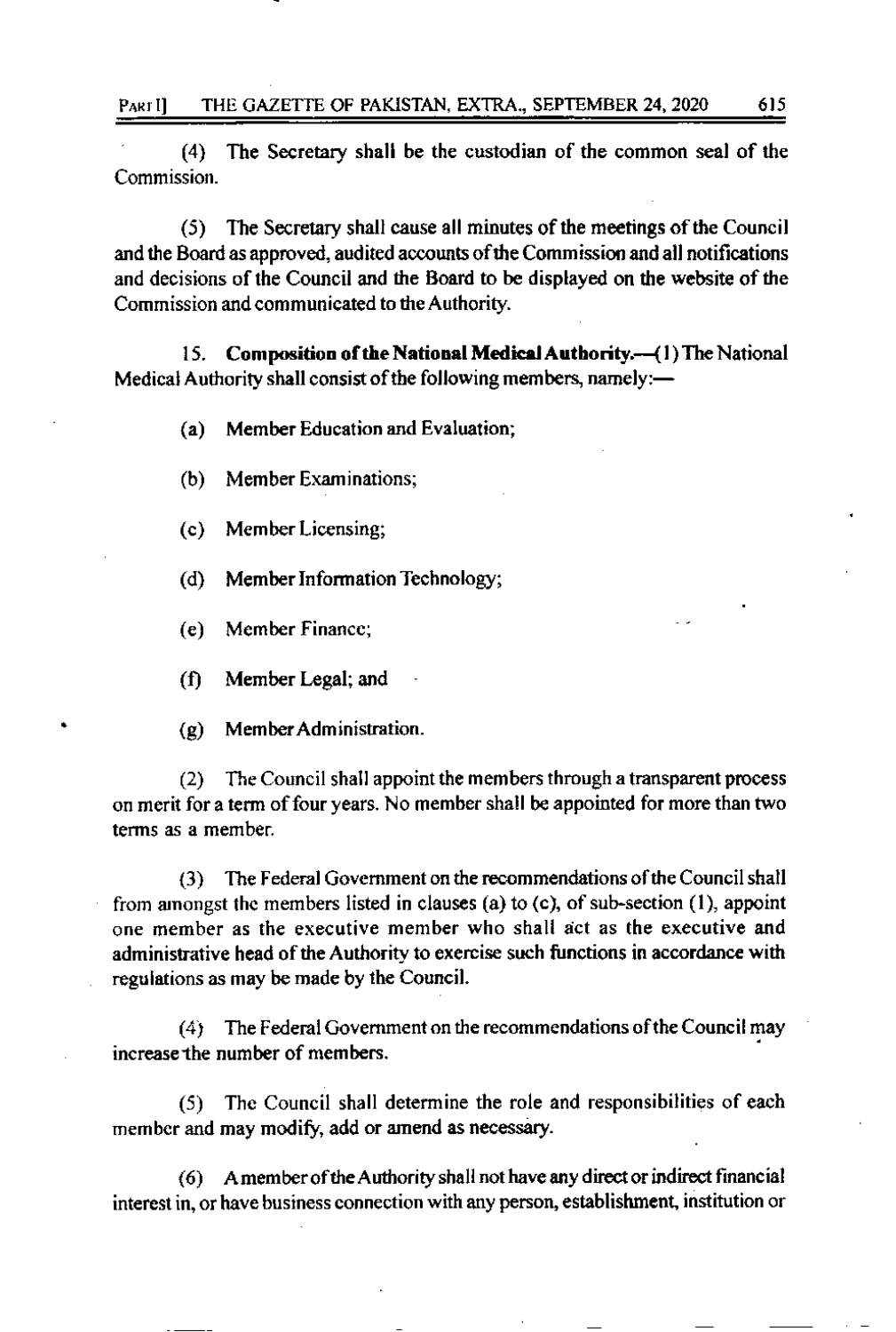(4) The Secretary shall be the custodian of the common seal of the Commission.

(5) The Secretary shall cause all minutes of the meetings of the Council and the Board as approved, audited accounts of the Commission and all notifications and decisions of the Council and the Board to be displayed on the website of the Commission and communicated to the Authority.

15. **Composition of the National Medical Authority.**—(1) The National Medical Authority shall consist of the following members, namely:—

(a) Member Education and Evaluation;

(b) Member Examinations;

(c) Member Licensing;

(d) Member Information Technology;

(e) Member Finance;

(f) Member Legal; and

(g) Member Administration.

(2) The Council shall appoint the members through a transparent process on merit for a term of four years. No member shall be appointed for more than two terms as a member.

(3) The Federal Government on the recommendations of the Council shall from amongst the members listed in clauses (a) to (c), of sub-section (1), appoint one member as the executive member who shall act as the executive and administrative head of the Authority to exercise such functions in accordance with regulations as may be made by the Council.

(4) The Federal Government on the recommendations of the Council may increase the number of members.

(5) The Council shall determine the role and responsibilities of each member and may modify, add or amend as necessary.

(6) A member of the Authority shall not have any direct or indirect financial interest in, or have business connection with any person, establishment, institution or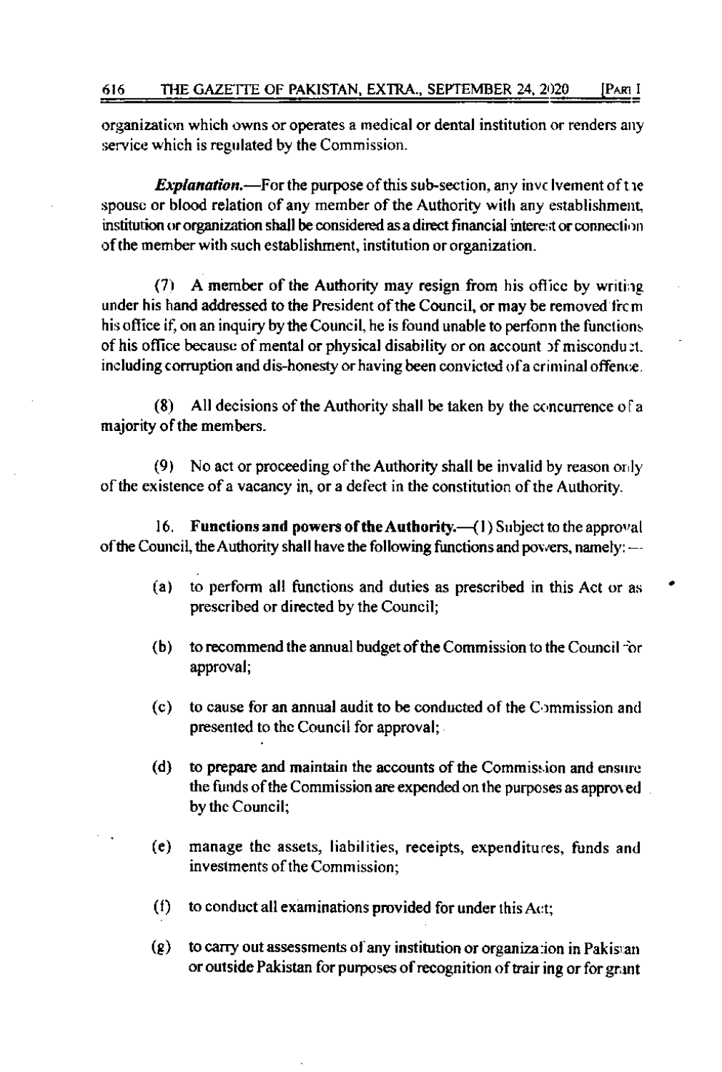organization which owns or operates a medical or dental institution or renders any service which is regulated by the Commission.

***Explanation.***—For the purpose of this sub-section, any involvement of the spouse or blood relation of any member of the Authority with any establishment, institution or organization shall be considered as a direct financial interest or connection of the member with such establishment, institution or organization.

(7) A member of the Authority may resign from his office by writing under his hand addressed to the President of the Council, or may be removed from his office if, on an inquiry by the Council, he is found unable to perform the functions of his office because of mental or physical disability or on account of misconduct, including corruption and dis-honesty or having been convicted of a criminal offence.

(8) All decisions of the Authority shall be taken by the concurrence of a majority of the members.

(9) No act or proceeding of the Authority shall be invalid by reason only of the existence of a vacancy in, or a defect in the constitution of the Authority.

16. **Functions and powers of the Authority.**—(1) Subject to the approval of the Council, the Authority shall have the following functions and powers, namely: —

(a) to perform all functions and duties as prescribed in this Act or as prescribed or directed by the Council;

(b) to recommend the annual budget of the Commission to the Council for approval;

(c) to cause for an annual audit to be conducted of the Commission and presented to the Council for approval;

(d) to prepare and maintain the accounts of the Commission and ensure the funds of the Commission are expended on the purposes as approved by the Council;

(e) manage the assets, liabilities, receipts, expenditures, funds and investments of the Commission;

(f) to conduct all examinations provided for under this Act;

(g) to carry out assessments of any institution or organization in Pakistan or outside Pakistan for purposes of recognition of training or for grant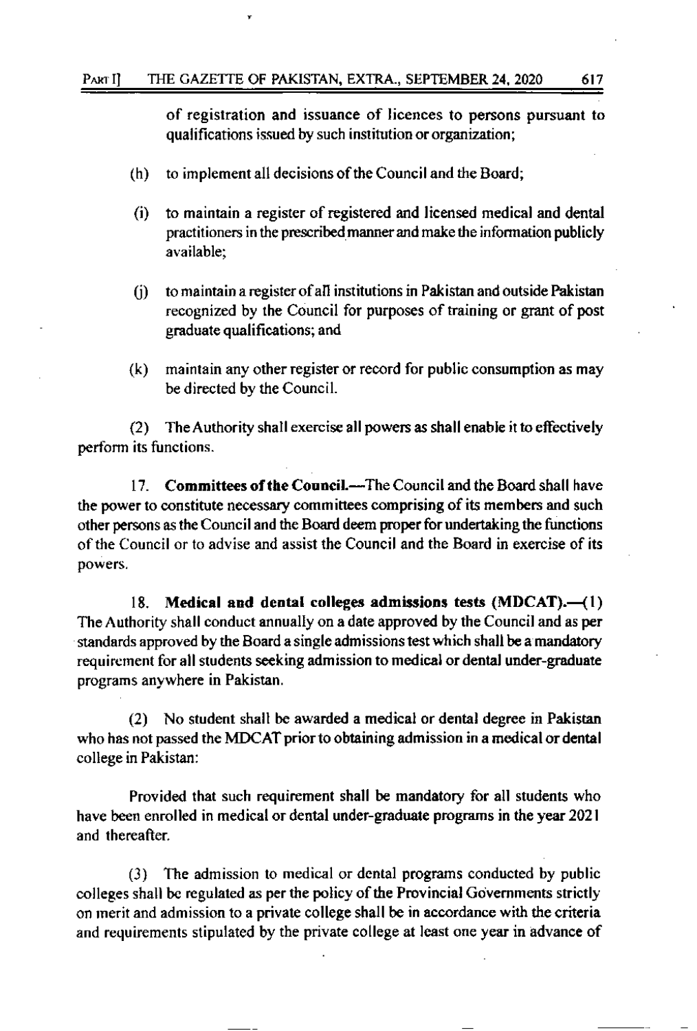of registration and issuance of licences to persons pursuant to qualifications issued by such institution or organization;

(h) to implement all decisions of the Council and the Board;

(i) to maintain a register of registered and licensed medical and dental practitioners in the prescribed manner and make the information publicly available;

(j) to maintain a register of all institutions in Pakistan and outside Pakistan recognized by the Council for purposes of training or grant of post graduate qualifications; and

(k) maintain any other register or record for public consumption as may be directed by the Council.

(2) The Authority shall exercise all powers as shall enable it to effectively perform its functions.

17. **Committees of the Council.**—The Council and the Board shall have the power to constitute necessary committees comprising of its members and such other persons as the Council and the Board deem proper for undertaking the functions of the Council or to advise and assist the Council and the Board in exercise of its powers.

18. **Medical and dental colleges admissions tests (MDCAT).**—(1) The Authority shall conduct annually on a date approved by the Council and as per standards approved by the Board a single admissions test which shall be a mandatory requirement for all students seeking admission to medical or dental under-graduate programs anywhere in Pakistan.

(2) No student shall be awarded a medical or dental degree in Pakistan who has not passed the MDCAT prior to obtaining admission in a medical or dental college in Pakistan:

Provided that such requirement shall be mandatory for all students who have been enrolled in medical or dental under-graduate programs in the year 2021 and thereafter.

(3) The admission to medical or dental programs conducted by public colleges shall be regulated as per the policy of the Provincial Governments strictly on merit and admission to a private college shall be in accordance with the criteria and requirements stipulated by the private college at least one year in advance of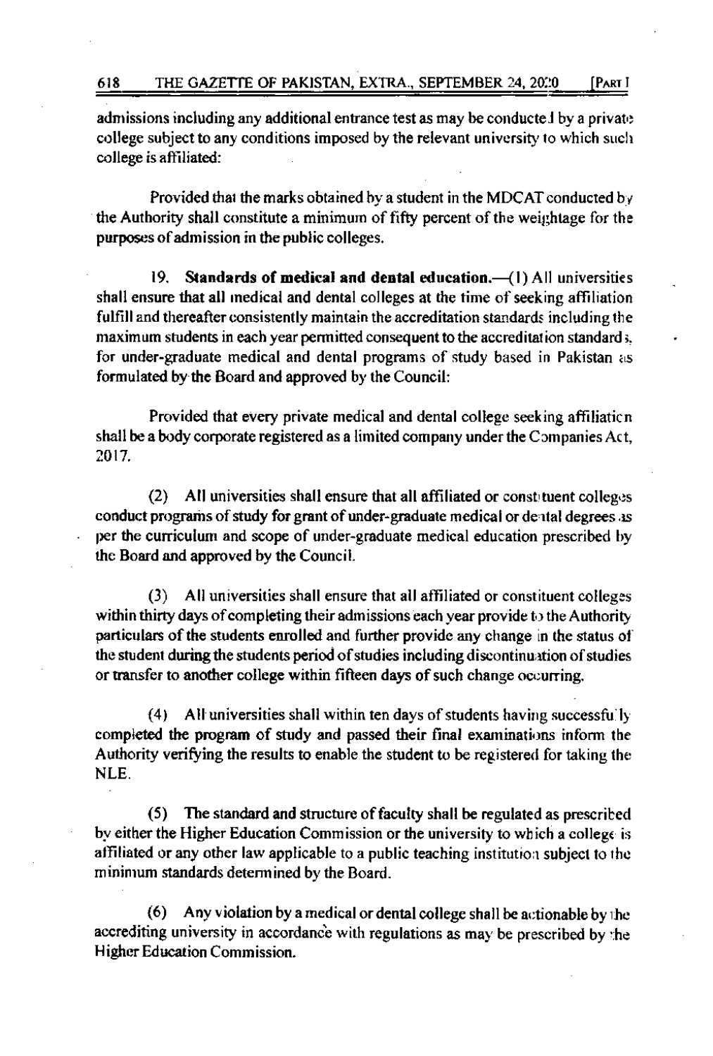admissions including any additional entrance test as may be conducted by a private college subject to any conditions imposed by the relevant university to which such college is affiliated:

Provided that the marks obtained by a student in the MDCAT conducted by the Authority shall constitute a minimum of fifty percent of the weightage for the purposes of admission in the public colleges.

19. **Standards of medical and dental education.**—(1) All universities shall ensure that all medical and dental colleges at the time of seeking affiliation fulfill and thereafter consistently maintain the accreditation standards including the maximum students in each year permitted consequent to the accreditation standards, for under-graduate medical and dental programs of study based in Pakistan as formulated by the Board and approved by the Council:

Provided that every private medical and dental college seeking affiliation shall be a body corporate registered as a limited company under the Companies Act, 2017.

(2) All universities shall ensure that all affiliated or constituent colleges conduct programs of study for grant of under-graduate medical or dental degrees as per the curriculum and scope of under-graduate medical education prescribed by the Board and approved by the Council.

(3) All universities shall ensure that all affiliated or constituent colleges within thirty days of completing their admissions each year provide to the Authority particulars of the students enrolled and further provide any change in the status of the student during the students period of studies including discontinuation of studies or transfer to another college within fifteen days of such change occurring.

(4) All universities shall within ten days of students having successfully completed the program of study and passed their final examinations inform the Authority verifying the results to enable the student to be registered for taking the NLE.

(5) The standard and structure of faculty shall be regulated as prescribed by either the Higher Education Commission or the university to which a college is affiliated or any other law applicable to a public teaching institution subject to the minimum standards determined by the Board.

(6) Any violation by a medical or dental college shall be actionable by the accrediting university in accordance with regulations as may be prescribed by the Higher Education Commission.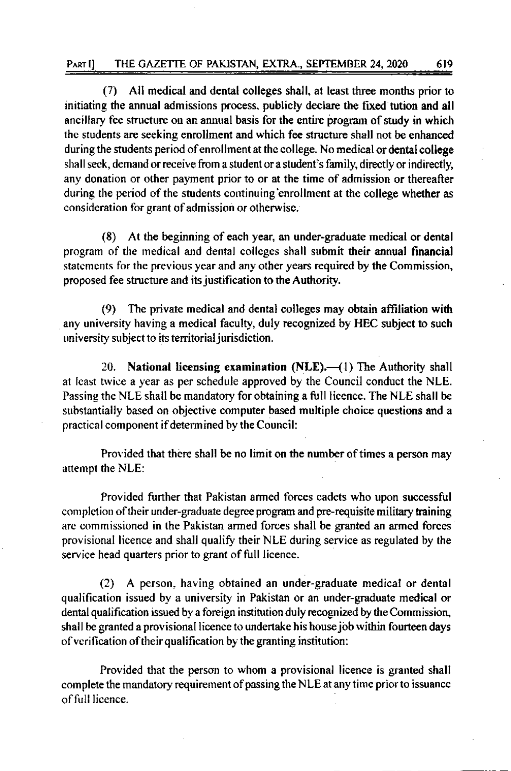(7) All medical and dental colleges shall, at least three months prior to initiating the annual admissions process, publicly declare the fixed tution and all ancillary fee structure on an annual basis for the entire program of study in which the students are seeking enrollment and which fee structure shall not be enhanced during the students period of enrollment at the college. No medical or dental college shall seek, demand or receive from a student or a student's family, directly or indirectly, any donation or other payment prior to or at the time of admission or thereafter during the period of the students continuing enrollment at the college whether as consideration for grant of admission or otherwise.

(8) At the beginning of each year, an under-graduate medical or dental program of the medical and dental colleges shall submit their annual financial statements for the previous year and any other years required by the Commission, proposed fee structure and its justification to the Authority.

(9) The private medical and dental colleges may obtain affiliation with any university having a medical faculty, duly recognized by HEC subject to such university subject to its territorial jurisdiction.

20. **National licensing examination (NLE).**—(1) The Authority shall at least twice a year as per schedule approved by the Council conduct the NLE. Passing the NLE shall be mandatory for obtaining a full licence. The NLE shall be substantially based on objective computer based multiple choice questions and a practical component if determined by the Council:

Provided that there shall be no limit on the number of times a person may attempt the NLE:

Provided further that Pakistan armed forces cadets who upon successful completion of their under-graduate degree program and pre-requisite military training are commissioned in the Pakistan armed forces shall be granted an armed forces provisional licence and shall qualify their NLE during service as regulated by the service head quarters prior to grant of full licence.

(2) A person, having obtained an under-graduate medical or dental qualification issued by a university in Pakistan or an under-graduate medical or dental qualification issued by a foreign institution duly recognized by the Commission, shall be granted a provisional licence to undertake his house job within fourteen days of verification of their qualification by the granting institution:

Provided that the person to whom a provisional licence is granted shall complete the mandatory requirement of passing the NLE at any time prior to issuance of full licence.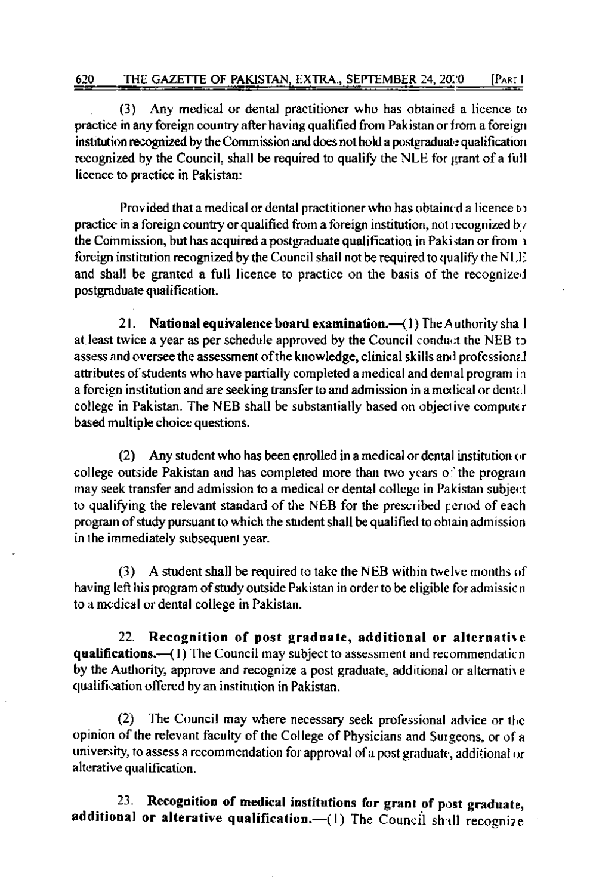(3) Any medical or dental practitioner who has obtained a licence to practice in any foreign country after having qualified from Pakistan or from a foreign institution recognized by the Commission and does not hold a postgraduate qualification recognized by the Council, shall be required to qualify the NLE for grant of a full licence to practice in Pakistan:

Provided that a medical or dental practitioner who has obtained a licence to practice in a foreign country or qualified from a foreign institution, not recognized by the Commission, but has acquired a postgraduate qualification in Pakistan or from a foreign institution recognized by the Council shall not be required to qualify the NLE and shall be granted a full licence to practice on the basis of the recognized postgraduate qualification.

21. **National equivalence board examination.**—(1) The Authority shall at least twice a year as per schedule approved by the Council conduct the NEB to assess and oversee the assessment of the knowledge, clinical skills and professional attributes of students who have partially completed a medical and dental program in a foreign institution and are seeking transfer to and admission in a medical or dental college in Pakistan. The NEB shall be substantially based on objective computer based multiple choice questions.

(2) Any student who has been enrolled in a medical or dental institution or college outside Pakistan and has completed more than two years of the program may seek transfer and admission to a medical or dental college in Pakistan subject to qualifying the relevant standard of the NEB for the prescribed period of each program of study pursuant to which the student shall be qualified to obtain admission in the immediately subsequent year.

(3) A student shall be required to take the NEB within twelve months of having left his program of study outside Pakistan in order to be eligible for admission to a medical or dental college in Pakistan.

22. **Recognition of post graduate, additional or alternative qualifications.**—(1) The Council may subject to assessment and recommendation by the Authority, approve and recognize a post graduate, additional or alternative qualification offered by an institution in Pakistan.

(2) The Council may where necessary seek professional advice or the opinion of the relevant faculty of the College of Physicians and Surgeons, or of a university, to assess a recommendation for approval of a post graduate, additional or alterative qualification.

23. **Recognition of medical institutions for grant of post graduate, additional or alterative qualification.**—(1) The Council shall recognize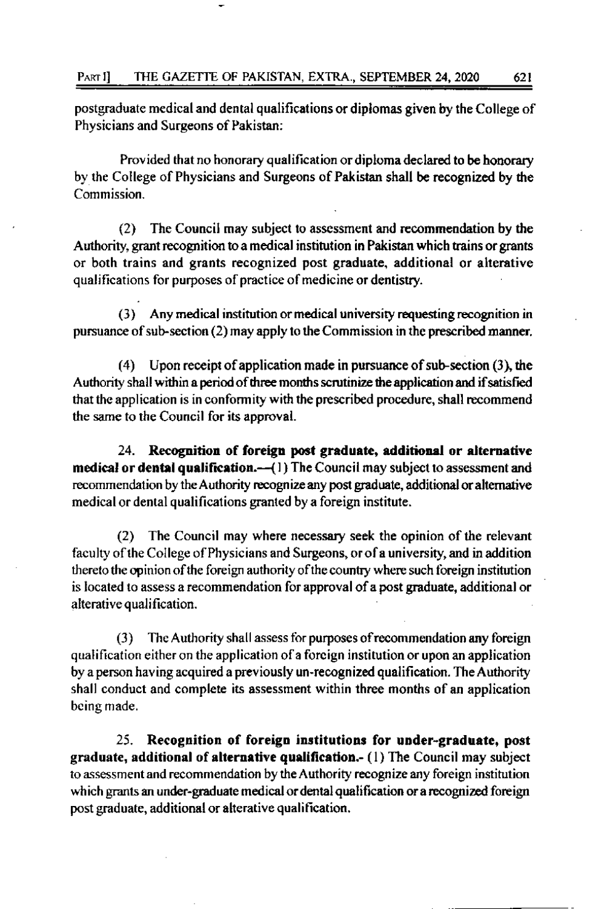postgraduate medical and dental qualifications or diplomas given by the College of Physicians and Surgeons of Pakistan:

Provided that no honorary qualification or diploma declared to be honorary by the College of Physicians and Surgeons of Pakistan shall be recognized by the Commission.

(2) The Council may subject to assessment and recommendation by the Authority, grant recognition to a medical institution in Pakistan which trains or grants or both trains and grants recognized post graduate, additional or alterative qualifications for purposes of practice of medicine or dentistry.

(3) Any medical institution or medical university requesting recognition in pursuance of sub-section (2) may apply to the Commission in the prescribed manner.

(4) Upon receipt of application made in pursuance of sub-section (3), the Authority shall within a period of three months scrutinize the application and if satisfied that the application is in conformity with the prescribed procedure, shall recommend the same to the Council for its approval.

24. **Recognition of foreign post graduate, additional or alternative medical or dental qualification.**—(1) The Council may subject to assessment and recommendation by the Authority recognize any post graduate, additional or alternative medical or dental qualifications granted by a foreign institute.

(2) The Council may where necessary seek the opinion of the relevant faculty of the College of Physicians and Surgeons, or of a university, and in addition thereto the opinion of the foreign authority of the country where such foreign institution is located to assess a recommendation for approval of a post graduate, additional or alterative qualification.

(3) The Authority shall assess for purposes of recommendation any foreign qualification either on the application of a foreign institution or upon an application by a person having acquired a previously un-recognized qualification. The Authority shall conduct and complete its assessment within three months of an application being made.

25. **Recognition of foreign institutions for under-graduate, post graduate, additional of alternative qualification.**- (1) The Council may subject to assessment and recommendation by the Authority recognize any foreign institution which grants an under-graduate medical or dental qualification or a recognized foreign post graduate, additional or alterative qualification.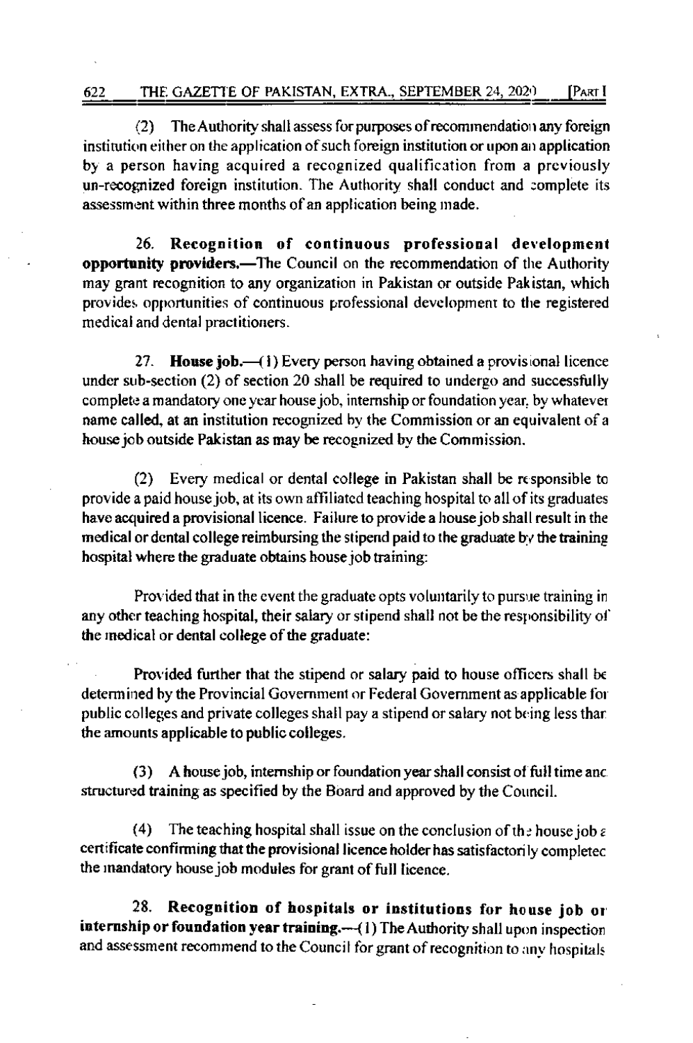(2) The Authority shall assess for purposes of recommendation any foreign institution either on the application of such foreign institution or upon an application by a person having acquired a recognized qualification from a previously un-recognized foreign institution. The Authority shall conduct and complete its assessment within three months of an application being made.

**26. Recognition of continuous professional development opportunity providers.**—The Council on the recommendation of the Authority may grant recognition to any organization in Pakistan or outside Pakistan, which provides opportunities of continuous professional development to the registered medical and dental practitioners.

**27. House job.**—(1) Every person having obtained a provisional licence under sub-section (2) of section 20 shall be required to undergo and successfully complete a mandatory one year house job, internship or foundation year, by whatever name called, at an institution recognized by the Commission or an equivalent of a house job outside Pakistan as may be recognized by the Commission.

(2) Every medical or dental college in Pakistan shall be responsible to provide a paid house job, at its own affiliated teaching hospital to all of its graduates have acquired a provisional licence. Failure to provide a house job shall result in the medical or dental college reimbursing the stipend paid to the graduate by the training hospital where the graduate obtains house job training:

Provided that in the event the graduate opts voluntarily to pursue training in any other teaching hospital, their salary or stipend shall not be the responsibility of the medical or dental college of the graduate:

Provided further that the stipend or salary paid to house officers shall be determined by the Provincial Government or Federal Government as applicable for public colleges and private colleges shall pay a stipend or salary not being less than the amounts applicable to public colleges.

(3) A house job, internship or foundation year shall consist of full time and structured training as specified by the Board and approved by the Council.

(4) The teaching hospital shall issue on the conclusion of the house job a certificate confirming that the provisional licence holder has satisfactorily completed the mandatory house job modules for grant of full licence.

**28. Recognition of hospitals or institutions for house job or internship or foundation year training.**—(1) The Authority shall upon inspection and assessment recommend to the Council for grant of recognition to any hospitals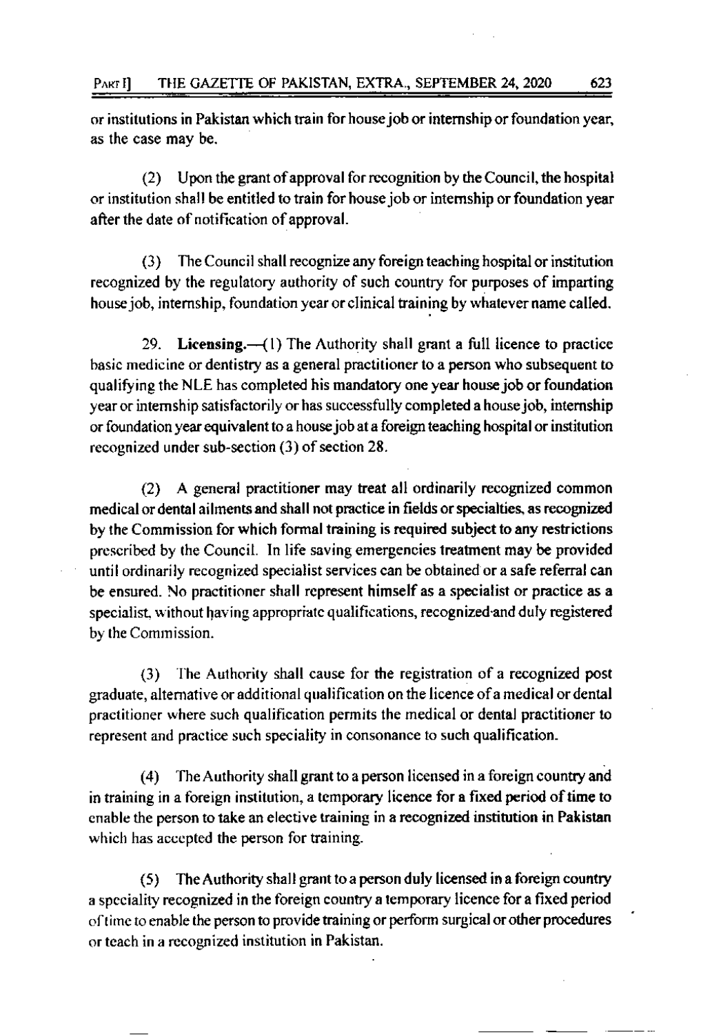or institutions in Pakistan which train for house job or internship or foundation year, as the case may be.

(2) Upon the grant of approval for recognition by the Council, the hospital or institution shall be entitled to train for house job or internship or foundation year after the date of notification of approval.

(3) The Council shall recognize any foreign teaching hospital or institution recognized by the regulatory authority of such country for purposes of imparting house job, internship, foundation year or clinical training by whatever name called.

29. **Licensing.**—(1) The Authority shall grant a full licence to practice basic medicine or dentistry as a general practitioner to a person who subsequent to qualifying the NLE has completed his mandatory one year house job or foundation year or internship satisfactorily or has successfully completed a house job, internship or foundation year equivalent to a house job at a foreign teaching hospital or institution recognized under sub-section (3) of section 28.

(2) A general practitioner may treat all ordinarily recognized common medical or dental ailments and shall not practice in fields or specialties, as recognized by the Commission for which formal training is required subject to any restrictions prescribed by the Council. In life saving emergencies treatment may be provided until ordinarily recognized specialist services can be obtained or a safe referral can be ensured. No practitioner shall represent himself as a specialist or practice as a specialist, without having appropriate qualifications, recognized and duly registered by the Commission.

(3) The Authority shall cause for the registration of a recognized post graduate, alternative or additional qualification on the licence of a medical or dental practitioner where such qualification permits the medical or dental practitioner to represent and practice such speciality in consonance to such qualification.

(4) The Authority shall grant to a person licensed in a foreign country and in training in a foreign institution, a temporary licence for a fixed period of time to enable the person to take an elective training in a recognized institution in Pakistan which has accepted the person for training.

(5) The Authority shall grant to a person duly licensed in a foreign country a speciality recognized in the foreign country a temporary licence for a fixed period of time to enable the person to provide training or perform surgical or other procedures or teach in a recognized institution in Pakistan.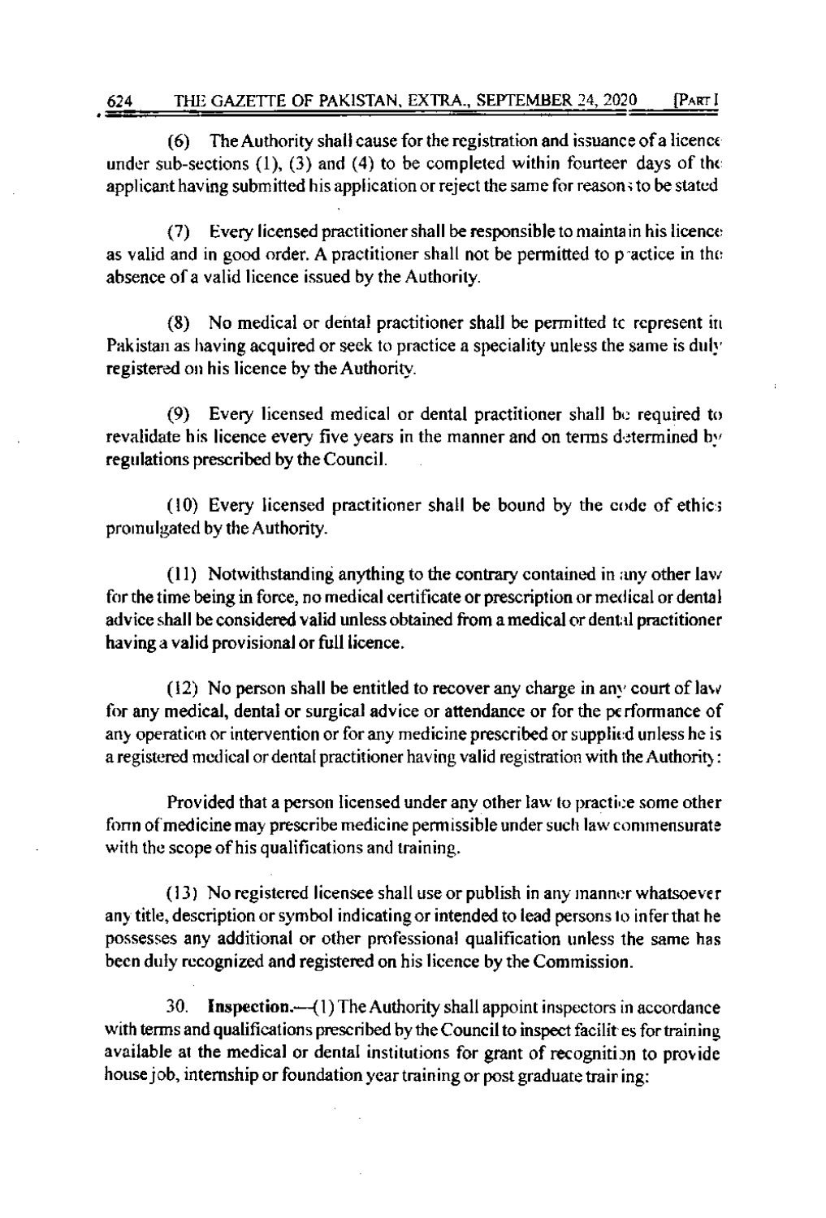(6) The Authority shall cause for the registration and issuance of a licence under sub-sections (1), (3) and (4) to be completed within fourteen days of the applicant having submitted his application or reject the same for reasons to be stated.

(7) Every licensed practitioner shall be responsible to maintain his licence as valid and in good order. A practitioner shall not be permitted to practice in the absence of a valid licence issued by the Authority.

(8) No medical or dental practitioner shall be permitted to represent in Pakistan as having acquired or seek to practice a speciality unless the same is duly registered on his licence by the Authority.

(9) Every licensed medical or dental practitioner shall be required to revalidate his licence every five years in the manner and on terms determined by regulations prescribed by the Council.

(10) Every licensed practitioner shall be bound by the code of ethics promulgated by the Authority.

(11) Notwithstanding anything to the contrary contained in any other law for the time being in force, no medical certificate or prescription or medical or dental advice shall be considered valid unless obtained from a medical or dental practitioner having a valid provisional or full licence.

(12) No person shall be entitled to recover any charge in any court of law for any medical, dental or surgical advice or attendance or for the performance of any operation or intervention or for any medicine prescribed or supplied unless he is a registered medical or dental practitioner having valid registration with the Authority:

Provided that a person licensed under any other law to practice some other form of medicine may prescribe medicine permissible under such law commensurate with the scope of his qualifications and training.

(13) No registered licensee shall use or publish in any manner whatsoever any title, description or symbol indicating or intended to lead persons to infer that he possesses any additional or other professional qualification unless the same has been duly recognized and registered on his licence by the Commission.

30. **Inspection.**—(1) The Authority shall appoint inspectors in accordance with terms and qualifications prescribed by the Council to inspect facilities for training available at the medical or dental institutions for grant of recognition to provide house job, internship or foundation year training or post graduate training: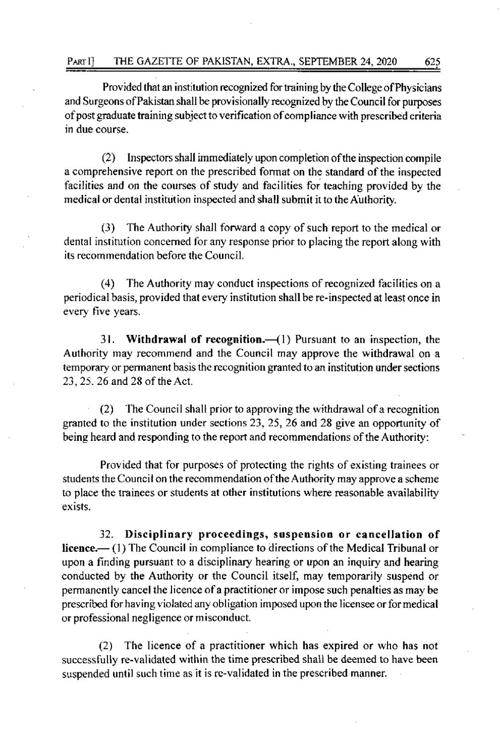Provided that an institution recognized for training by the College of Physicians and Surgeons of Pakistan shall be provisionally recognized by the Council for purposes of post graduate training subject to verification of compliance with prescribed criteria in due course.

(2) Inspectors shall immediately upon completion of the inspection compile a comprehensive report on the prescribed format on the standard of the inspected facilities and on the courses of study and facilities for teaching provided by the medical or dental institution inspected and shall submit it to the Authority.

(3) The Authority shall forward a copy of such report to the medical or dental institution concerned for any response prior to placing the report along with its recommendation before the Council.

(4) The Authority may conduct inspections of recognized facilities on a periodical basis, provided that every institution shall be re-inspected at least once in every five years.

31. **Withdrawal of recognition.**—(1) Pursuant to an inspection, the Authority may recommend and the Council may approve the withdrawal on a temporary or permanent basis the recognition granted to an institution under sections 23, 25, 26 and 28 of the Act.

(2) The Council shall prior to approving the withdrawal of a recognition granted to the institution under sections 23, 25, 26 and 28 give an opportunity of being heard and responding to the report and recommendations of the Authority:

Provided that for purposes of protecting the rights of existing trainees or students the Council on the recommendation of the Authority may approve a scheme to place the trainees or students at other institutions where reasonable availability exists.

32. **Disciplinary proceedings, suspension or cancellation of licence.**— (1) The Council in compliance to directions of the Medical Tribunal or upon a finding pursuant to a disciplinary hearing or upon an inquiry and hearing conducted by the Authority or the Council itself, may temporarily suspend or permanently cancel the licence of a practitioner or impose such penalties as may be prescribed for having violated any obligation imposed upon the licensee or for medical or professional negligence or misconduct.

(2) The licence of a practitioner which has expired or who has not successfully re-validated within the time prescribed shall be deemed to have been suspended until such time as it is re-validated in the prescribed manner.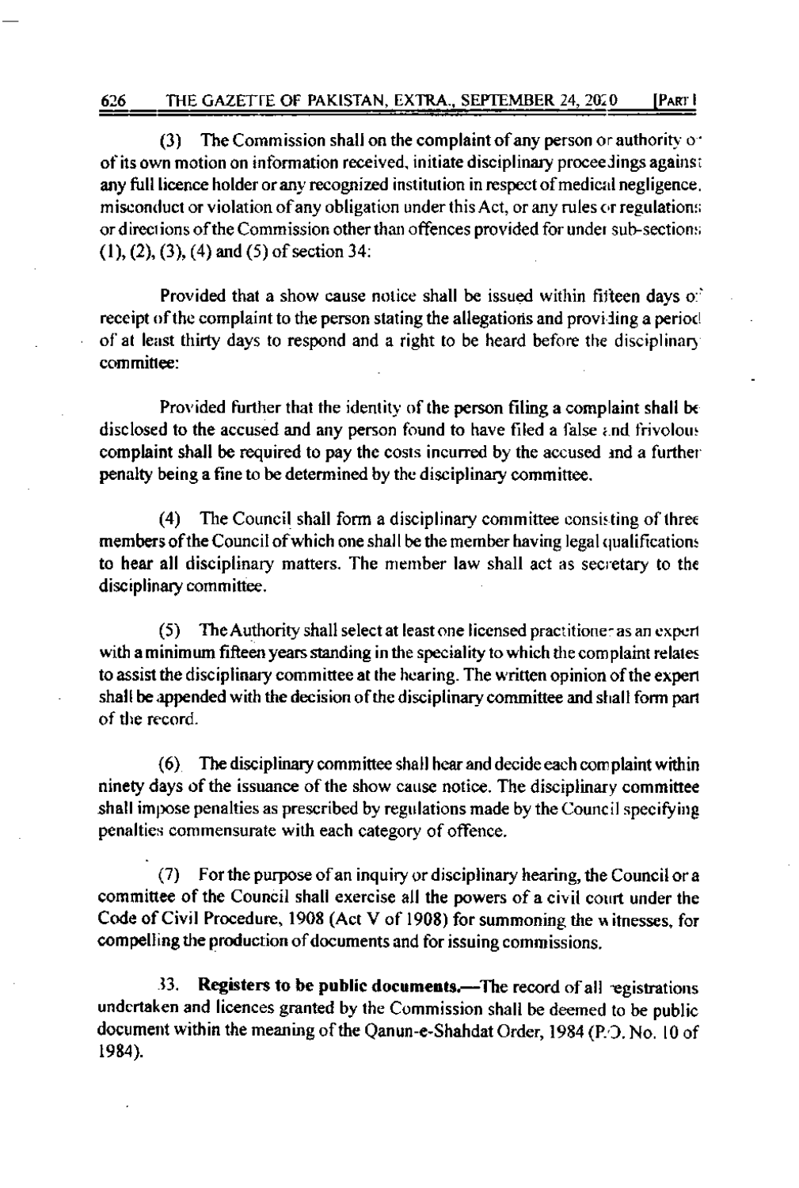(3) The Commission shall on the complaint of any person or authority or of its own motion on information received, initiate disciplinary proceedings against any full licence holder or any recognized institution in respect of medical negligence, misconduct or violation of any obligation under this Act, or any rules or regulations or directions of the Commission other than offences provided for under sub-sections (1), (2), (3), (4) and (5) of section 34:

Provided that a show cause notice shall be issued within fifteen days of receipt of the complaint to the person stating the allegations and providing a period of at least thirty days to respond and a right to be heard before the disciplinary committee:

Provided further that the identity of the person filing a complaint shall be disclosed to the accused and any person found to have filed a false and frivolous complaint shall be required to pay the costs incurred by the accused and a further penalty being a fine to be determined by the disciplinary committee.

(4) The Council shall form a disciplinary committee consisting of three members of the Council of which one shall be the member having legal qualifications to hear all disciplinary matters. The member law shall act as secretary to the disciplinary committee.

(5) The Authority shall select at least one licensed practitioner as an expert with a minimum fifteen years standing in the speciality to which the complaint relates to assist the disciplinary committee at the hearing. The written opinion of the expert shall be appended with the decision of the disciplinary committee and shall form part of the record.

(6) The disciplinary committee shall hear and decide each complaint within ninety days of the issuance of the show cause notice. The disciplinary committee shall impose penalties as prescribed by regulations made by the Council specifying penalties commensurate with each category of offence.

(7) For the purpose of an inquiry or disciplinary hearing, the Council or a committee of the Council shall exercise all the powers of a civil court under the Code of Civil Procedure, 1908 (Act V of 1908) for summoning the witnesses, for compelling the production of documents and for issuing commissions.

33. **Registers to be public documents.**—The record of all registrations undertaken and licences granted by the Commission shall be deemed to be public document within the meaning of the Qanun-e-Shahdat Order, 1984 (P.O. No. 10 of 1984).